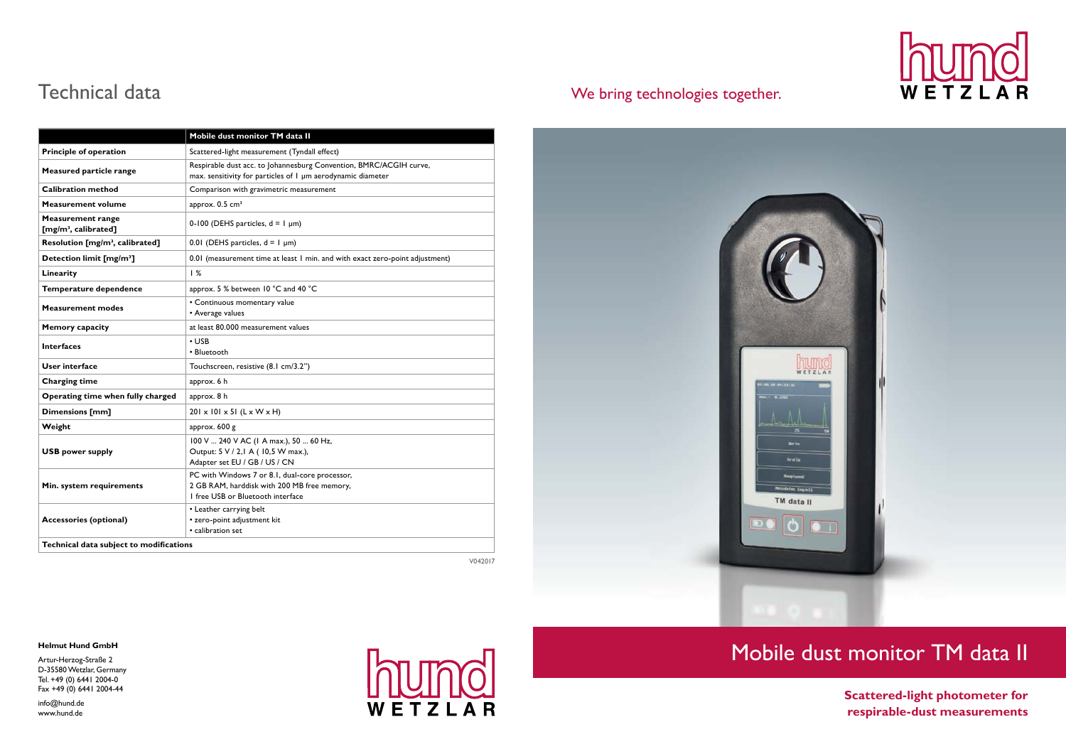# Technical data

We bring technologies together.

| | Mobile dust monitor TM data II |
|---|---|
| **Principle of operation** | Scattered-light measurement (Tyndall effect) |
| **Measured particle range** | Respirable dust acc. to Johannesburg Convention, BMRC/ACGIH curve, max. sensitivity for particles of 1 µm aerodynamic diameter |
| **Calibration method** | Comparison with gravimetric measurement |
| **Measurement volume** | approx. 0.5 cm³ |
| **Measurement range [mg/m³, calibrated]** | 0-100 (DEHS particles, d = 1 µm) |
| **Resolution [mg/m³, calibrated]** | 0.01 (DEHS particles, d = 1 µm) |
| **Detection limit [mg/m³]** | 0.01 (measurement time at least 1 min. and with exact zero-point adjustment) |
| **Linearity** | 1 % |
| **Temperature dependence** | approx. 5 % between 10 °C and 40 °C |
| **Measurement modes** | • Continuous momentary value<br>• Average values |
| **Memory capacity** | at least 80.000 measurement values |
| **Interfaces** | • USB<br>• Bluetooth |
| **User interface** | Touchscreen, resistive (8.1 cm/3.2") |
| **Charging time** | approx. 6 h |
| **Operating time when fully charged** | approx. 8 h |
| **Dimensions [mm]** | 201 x 101 x 51 (L x W x H) |
| **Weight** | approx. 600 g |
| **USB power supply** | 100 V ... 240 V AC (1 A max.), 50 ... 60 Hz,<br>Output: 5 V / 2,1 A ( 10,5 W max.),<br>Adapter set EU / GB / US / CN |
| **Min. system requirements** | PC with Windows 7 or 8.1, dual-core processor,<br>2 GB RAM, harddisk with 200 MB free memory,<br>1 free USB or Bluetooth interface |
| **Accessories (optional)** | • Leather carrying belt<br>• zero-point adjustment kit<br>• calibration set |
| **Technical data subject to modifications** | |

V042017

**Helmut Hund GmbH**

Artur-Herzog-Straße 2
D-35580 Wetzlar, Germany
Tel. +49 (0) 6441 2004-0
Fax +49 (0) 6441 2004-44

info@hund.de
www.hund.de

# Mobile dust monitor TM data II

**Scattered-light photometer for respirable-dust measurements**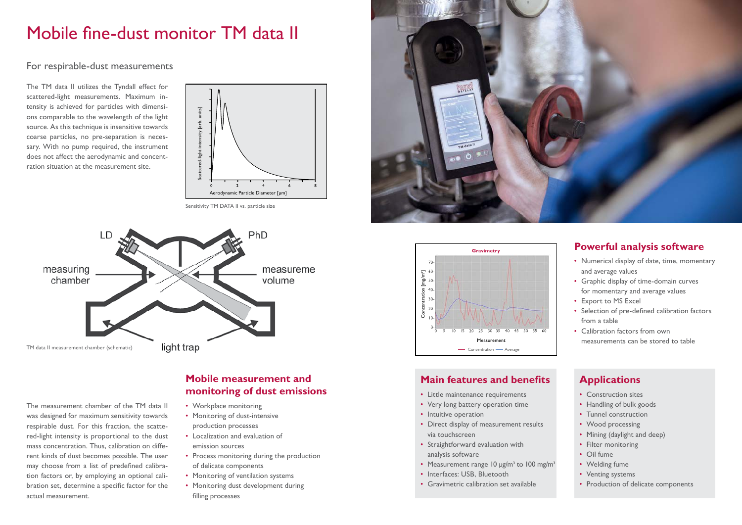# Mobile fine-dust monitor TM data II

## For respirable-dust measurements

The TM data II utilizes the Tyndall effect for scattered-light measurements. Maximum intensity is achieved for particles with dimensions comparable to the wavelength of the light source. As this technique is insensitive towards coarse particles, no pre-separation is necessary. With no pump required, the instrument does not affect the aerodynamic and concentration situation at the measurement site.

Scattered-light intensity [arb. units]
0 2 4 6 8
Aerodynamic Particle Diameter [µm]

Sensitivity TM DATA II vs. particle size

LD
PhD
measuring chamber
measureme volume
light trap

TM data II measurement chamber (schematic)

The measurement chamber of the TM data II was designed for maximum sensitivity towards respirable dust. For this fraction, the scattered-light intensity is proportional to the dust mass concentration. Thus, calibration on different kinds of dust becomes possible. The user may choose from a list of predefined calibration factors or, by employing an optional calibration set, determine a specific factor for the actual measurement.

## Mobile measurement and monitoring of dust emissions

- Workplace monitoring
- Monitoring of dust-intensive production processes
- Localization and evaluation of emission sources
- Process monitoring during the production of delicate components
- Monitoring of ventilation systems
- Monitoring dust development during filling processes

Gravimetry
Concentration [mg/m³]
0 10 20 30 40 50 60 70
0 5 10 15 20 25 30 35 40 45 50 55 60
Measurement
Concentration — Average

## Powerful analysis software

- Numerical display of date, time, momentary and average values
- Graphic display of time-domain curves for momentary and average values
- Export to MS Excel
- Selection of pre-defined calibration factors from a table
- Calibration factors from own measurements can be stored to table

## Main features and benefits

- Little maintenance requirements
- Very long battery operation time
- Intuitive operation
- Direct display of measurement results via touchscreen
- Straightforward evaluation with analysis software
- Measurement range 10 µg/m³ to 100 mg/m³
- Interfaces: USB, Bluetooth
- Gravimetric calibration set available

## Applications

- Construction sites
- Handling of bulk goods
- Tunnel construction
- Wood processing
- Mining (daylight and deep)
- Filter monitoring
- Oil fume
- Welding fume
- Venting systems
- Production of delicate components